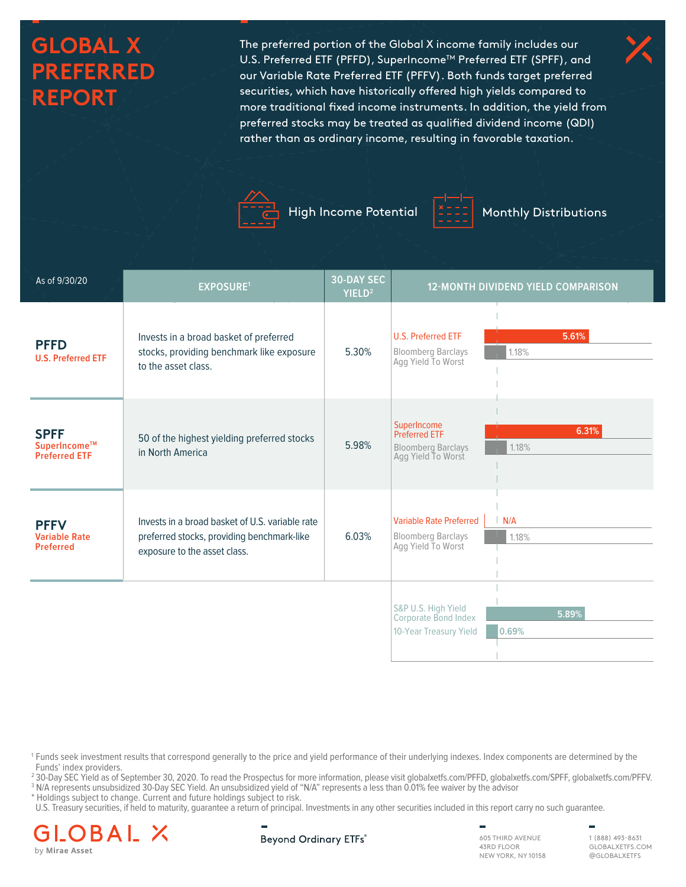# GLOBAL X PREFERRED REPORT

The preferred portion of the Global X income family includes our U.S. Preferred ETF (PFFD), SuperIncome™ Preferred ETF (SPFF), and our Variable Rate Preferred ETF (PFFV). Both funds target preferred securities, which have historically offered high yields compared to more traditional fixed income instruments. In addition, the yield from preferred stocks may be treated as qualified dividend income (QDI) rather than as ordinary income, resulting in favorable taxation.

High Income Potential

Monthly Distributions

| As of 9/30/20 | EXPOSURE[1] | 30-DAY SEC YIELD[2] | 12-MONTH DIVIDEND YIELD COMPARISON | |
|---|---|---|---|---|
| **PFFD** U.S. Preferred ETF | Invests in a broad basket of preferred stocks, providing benchmark like exposure to the asset class. | 5.30% | U.S. Preferred ETF | 5.61% |
| | | | Bloomberg Barclays Agg Yield To Worst | 1.18% |
| **SPFF** SuperIncome™ Preferred ETF | 50 of the highest yielding preferred stocks in North America | 5.98% | SuperIncome Preferred ETF | 6.31% |
| | | | Bloomberg Barclays Agg Yield To Worst | 1.18% |
| **PFFV** Variable Rate Preferred | Invests in a broad basket of U.S. variable rate preferred stocks, providing benchmark-like exposure to the asset class. | 6.03% | Variable Rate Preferred | N/A |
| | | | Bloomberg Barclays Agg Yield To Worst | 1.18% |
| | | | S&P U.S. High Yield Corporate Bond Index | 5.89% |
| | | | 10-Year Treasury Yield | 0.69% |

[1] Funds seek investment results that correspond generally to the price and yield performance of their underlying indexes. Index components are determined by the Funds' index providers.
[2] 30-Day SEC Yield as of September 30, 2020. To read the Prospectus for more information, please visit globalxetfs.com/PFFD, globalxetfs.com/SPFF, globalxetfs.com/PFFV.
[3] N/A represents unsubsidized 30-Day SEC Yield. An unsubsidized yield of "N/A" represents a less than 0.01% fee waiver by the advisor
* Holdings subject to change. Current and future holdings subject to risk.
U.S. Treasury securities, if held to maturity, guarantee a return of principal. Investments in any other securities included in this report carry no such guarantee.

GLOBAL X by Mirae Asset

Beyond Ordinary ETFs®

605 THIRD AVENUE
43RD FLOOR
NEW YORK, NY 10158

1 (888) 493-8631
GLOBALXETFS.COM
@GLOBALXETFS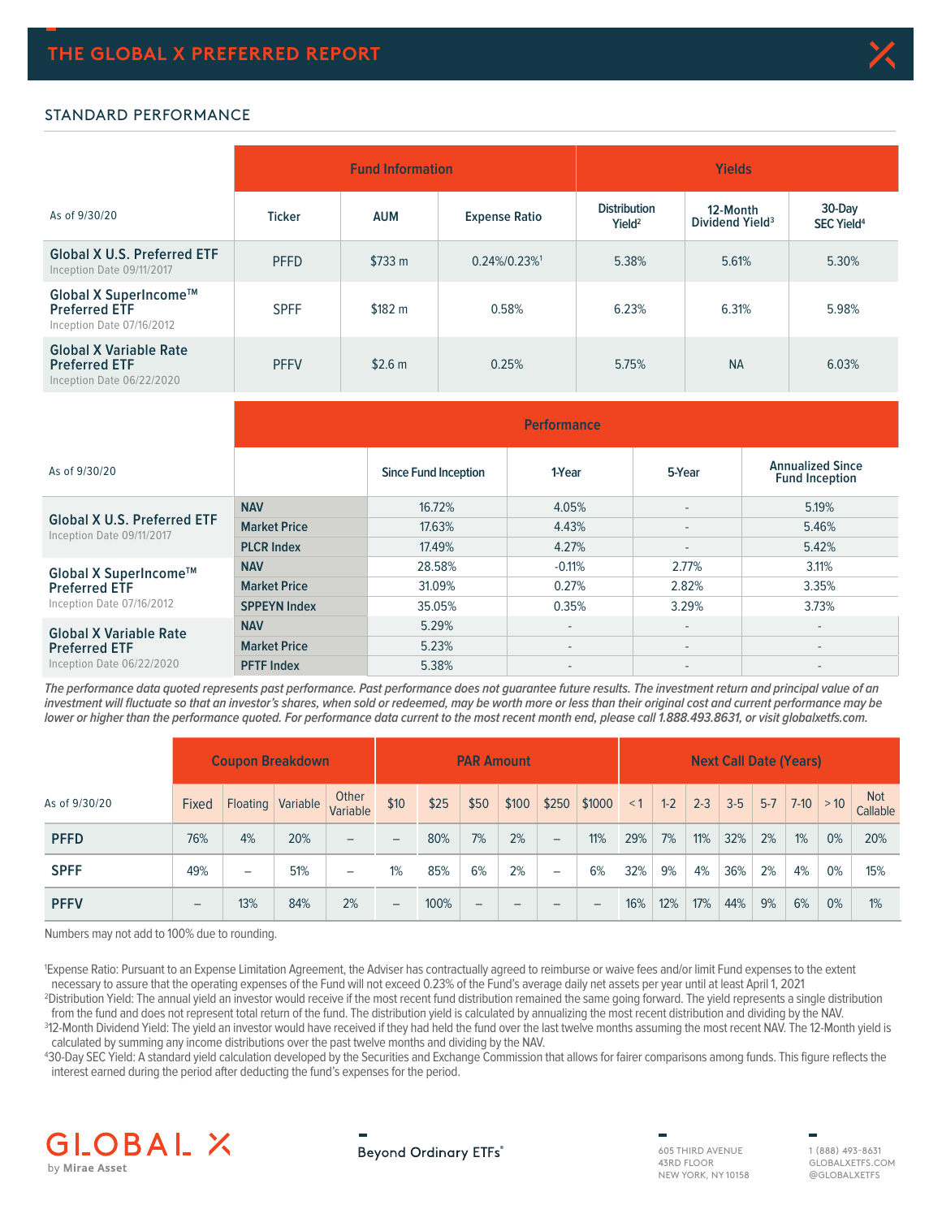## STANDARD PERFORMANCE

| As of 9/30/20 | Fund Information | | | Yields | | |
|---|---|---|---|---|---|---|
| | Ticker | AUM | Expense Ratio | Distribution Yield[2] | 12-Month Dividend Yield[3] | 30-Day SEC Yield[4] |
| **Global X U.S. Preferred ETF** Inception Date 09/11/2017 | PFFD | $733 m | 0.24%/0.23%[1] | 5.38% | 5.61% | 5.30% |
| **Global X SuperIncome™ Preferred ETF** Inception Date 07/16/2012 | SPFF | $182 m | 0.58% | 6.23% | 6.31% | 5.98% |
| **Global X Variable Rate Preferred ETF** Inception Date 06/22/2020 | PFFV | $2.6 m | 0.25% | 5.75% | NA | 6.03% |

| As of 9/30/20 | Performance | | | | |
|---|---|---|---|---|---|
| | | Since Fund Inception | 1-Year | 5-Year | Annualized Since Fund Inception |
| **Global X U.S. Preferred ETF** Inception Date 09/11/2017 | NAV | 16.72% | 4.05% | - | 5.19% |
| | Market Price | 17.63% | 4.43% | - | 5.46% |
| | PLCR Index | 17.49% | 4.27% | - | 5.42% |
| **Global X SuperIncome™ Preferred ETF** Inception Date 07/16/2012 | NAV | 28.58% | -0.11% | 2.77% | 3.11% |
| | Market Price | 31.09% | 0.27% | 2.82% | 3.35% |
| | SPPEYN Index | 35.05% | 0.35% | 3.29% | 3.73% |
| **Global X Variable Rate Preferred ETF** Inception Date 06/22/2020 | NAV | 5.29% | - | - | - |
| | Market Price | 5.23% | - | - | - |
| | PFTF Index | 5.38% | - | - | - |

*The performance data quoted represents past performance. Past performance does not guarantee future results. The investment return and principal value of an investment will fluctuate so that an investor's shares, when sold or redeemed, may be worth more or less than their original cost and current performance may be lower or higher than the performance quoted. For performance data current to the most recent month end, please call 1.888.493.8631, or visit globalxetfs.com.*

| As of 9/30/20 | Coupon Breakdown | | | | PAR Amount | | | | | | Next Call Date (Years) | | | | | | | |
|---|---|---|---|---|---|---|---|---|---|---|---|---|---|---|---|---|---|---|
| | Fixed | Floating | Variable | Other Variable | $10 | $25 | $50 | $100 | $250 | $1000 | < 1 | 1-2 | 2-3 | 3-5 | 5-7 | 7-10 | > 10 | Not Callable |
| **PFFD** | 76% | 4% | 20% | – | – | 80% | 7% | 2% | – | 11% | 29% | 7% | 11% | 32% | 2% | 1% | 0% | 20% |
| **SPFF** | 49% | – | 51% | – | 1% | 85% | 6% | 2% | – | 6% | 32% | 9% | 4% | 36% | 2% | 4% | 0% | 15% |
| **PFFV** | – | 13% | 84% | 2% | – | 100% | – | – | – | – | 16% | 12% | 17% | 44% | 9% | 6% | 0% | 1% |

Numbers may not add to 100% due to rounding.

[1]Expense Ratio: Pursuant to an Expense Limitation Agreement, the Adviser has contractually agreed to reimburse or waive fees and/or limit Fund expenses to the extent necessary to assure that the operating expenses of the Fund will not exceed 0.23% of the Fund's average daily net assets per year until at least April 1, 2021

[2]Distribution Yield: The annual yield an investor would receive if the most recent fund distribution remained the same going forward. The yield represents a single distribution from the fund and does not represent total return of the fund. The distribution yield is calculated by annualizing the most recent distribution and dividing by the NAV.

[3]12-Month Dividend Yield: The yield an investor would have received if they had held the fund over the last twelve months assuming the most recent NAV. The 12-Month yield is calculated by summing any income distributions over the past twelve months and dividing by the NAV.

[4]30-Day SEC Yield: A standard yield calculation developed by the Securities and Exchange Commission that allows for fairer comparisons among funds. This figure reflects the interest earned during the period after deducting the fund's expenses for the period.

GLOBAL X by Mirae Asset

Beyond Ordinary ETFs®

605 THIRD AVENUE
43RD FLOOR
NEW YORK, NY 10158

1 (888) 493-8631
GLOBALXETFS.COM
@GLOBALXETFS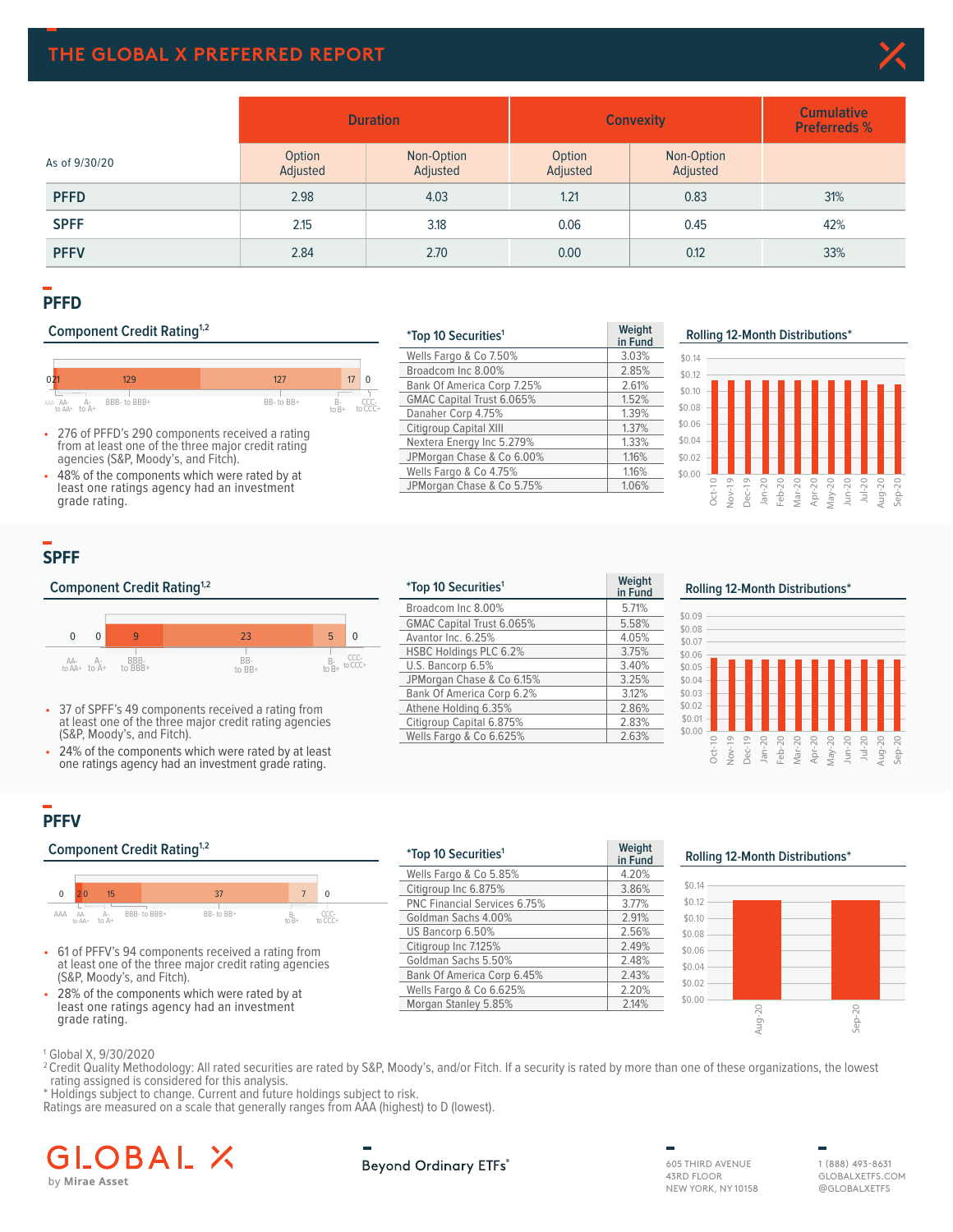# THE GLOBAL X PREFERRED REPORT

| As of 9/30/20 | Duration | | Convexity | | Cumulative Preferreds % |
|---|---|---|---|---|---|
| | Option Adjusted | Non-Option Adjusted | Option Adjusted | Non-Option Adjusted | |
| **PFFD** | 2.98 | 4.03 | 1.21 | 0.83 | 31% |
| **SPFF** | 2.15 | 3.18 | 0.06 | 0.45 | 42% |
| **PFFV** | 2.84 | 2.70 | 0.00 | 0.12 | 33% |

## PFFD

### Component Credit Rating[1,2]

| AAA | AA- to AA+ | A- to A+ | BBB- to BBB+ | BB- to BB+ | B- to B+ | CCC- to CCC+ |
|---|---|---|---|---|---|---|
| 0 | 2 | 1 | 129 | 127 | 17 | 0 |

- 276 of PFFD's 290 components received a rating from at least one of the three major credit rating agencies (S&P, Moody's, and Fitch).
- 48% of the components which were rated by at least one ratings agency had an investment grade rating.

| *Top 10 Securities[1] | Weight in Fund |
|---|---|
| Wells Fargo & Co 7.50% | 3.03% |
| Broadcom Inc 8.00% | 2.85% |
| Bank Of America Corp 7.25% | 2.61% |
| GMAC Capital Trust 6.065% | 1.52% |
| Danaher Corp 4.75% | 1.39% |
| Citigroup Capital XIII | 1.37% |
| Nextera Energy Inc 5.279% | 1.33% |
| JPMorgan Chase & Co 6.00% | 1.16% |
| Wells Fargo & Co 4.75% | 1.16% |
| JPMorgan Chase & Co 5.75% | 1.06% |

### Rolling 12-Month Distributions*

## SPFF

### Component Credit Rating[1,2]

| AA- to AA+ | A- to A+ | BBB- to BBB+ | BB- to BB+ | B- to B+ | CCC- to CCC+ |
|---|---|---|---|---|---|
| 0 | 0 | 9 | 23 | 5 | 0 |

- 37 of SPFF's 49 components received a rating from at least one of the three major credit rating agencies (S&P, Moody's, and Fitch).
- 24% of the components which were rated by at least one ratings agency had an investment grade rating.

| *Top 10 Securities[1] | Weight in Fund |
|---|---|
| Broadcom Inc 8.00% | 5.71% |
| GMAC Capital Trust 6.065% | 5.58% |
| Avantor Inc. 6.25% | 4.05% |
| HSBC Holdings PLC 6.2% | 3.75% |
| U.S. Bancorp 6.5% | 3.40% |
| JPMorgan Chase & Co 6.15% | 3.25% |
| Bank Of America Corp 6.2% | 3.12% |
| Athene Holding 6.35% | 2.86% |
| Citigroup Capital 6.875% | 2.83% |
| Wells Fargo & Co 6.625% | 2.63% |

### Rolling 12-Month Distributions*

## PFFV

### Component Credit Rating[1,2]

| AAA | AA- to AA+ | A- to A+ | BBB- to BBB+ | BB- to BB+ | B- to B+ | CCC- to CCC+ |
|---|---|---|---|---|---|---|
| 0 | 2 | 0 | 15 | 37 | 7 | 0 |

- 61 of PFFV's 94 components received a rating from at least one of the three major credit rating agencies (S&P, Moody's, and Fitch).
- 28% of the components which were rated by at least one ratings agency had an investment grade rating.

| *Top 10 Securities[1] | Weight in Fund |
|---|---|
| Wells Fargo & Co 5.85% | 4.20% |
| Citigroup Inc 6.875% | 3.86% |
| PNC Financial Services 6.75% | 3.77% |
| Goldman Sachs 4.00% | 2.91% |
| US Bancorp 6.50% | 2.56% |
| Citigroup Inc 7.125% | 2.49% |
| Goldman Sachs 5.50% | 2.48% |
| Bank Of America Corp 6.45% | 2.43% |
| Wells Fargo & Co 6.625% | 2.20% |
| Morgan Stanley 5.85% | 2.14% |

### Rolling 12-Month Distributions*

[1] Global X, 9/30/2020
[2] Credit Quality Methodology: All rated securities are rated by S&P, Moody's, and/or Fitch. If a security is rated by more than one of these organizations, the lowest rating assigned is considered for this analysis.
* Holdings subject to change. Current and future holdings subject to risk.
Ratings are measured on a scale that generally ranges from AAA (highest) to D (lowest).

GLOBAL X by Mirae Asset

Beyond Ordinary ETFs®

605 THIRD AVENUE
43RD FLOOR
NEW YORK, NY 10158

1 (888) 493-8631
GLOBALXETFS.COM
@GLOBALXETFS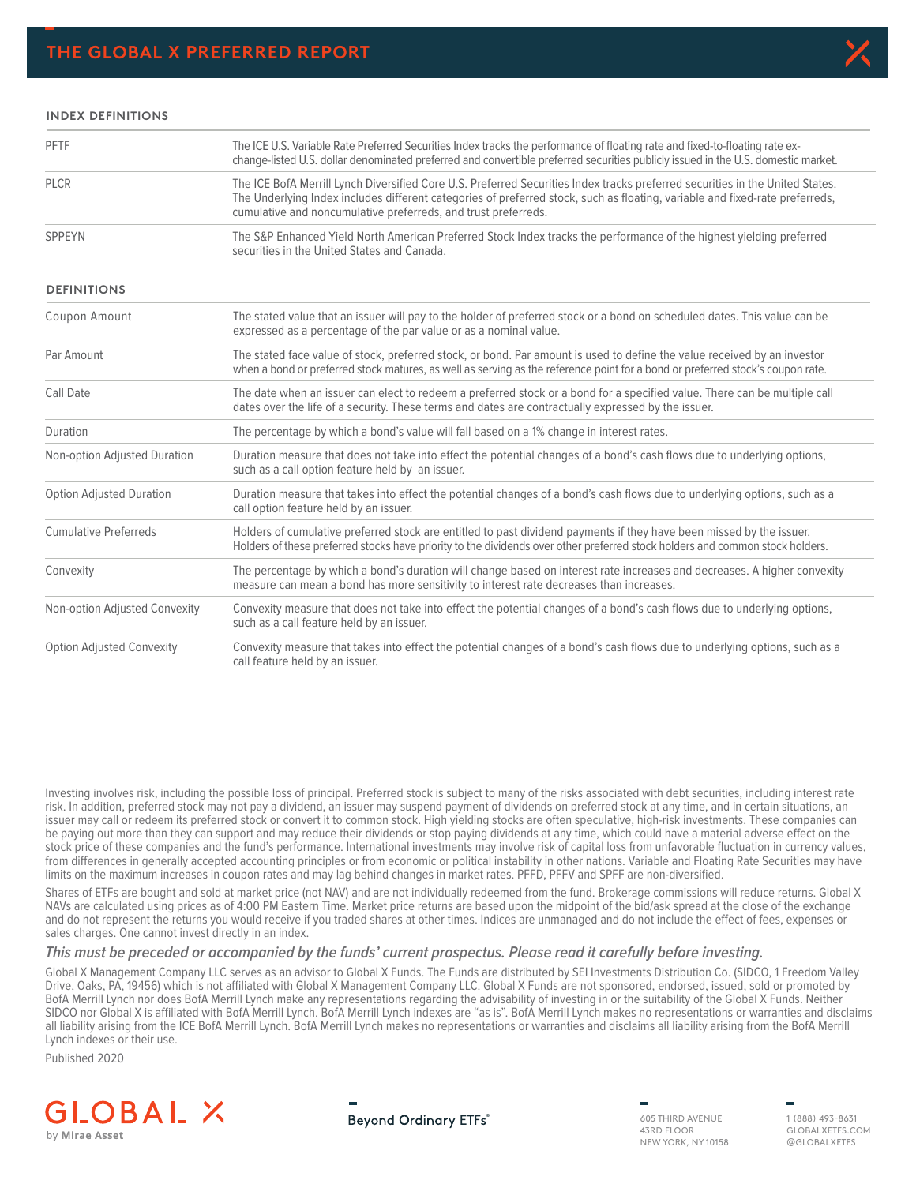## INDEX DEFINITIONS

| | |
|---|---|
| PFTF | The ICE U.S. Variable Rate Preferred Securities Index tracks the performance of floating rate and fixed-to-floating rate exchange-listed U.S. dollar denominated preferred and convertible preferred securities publicly issued in the U.S. domestic market. |
| PLCR | The ICE BofA Merrill Lynch Diversified Core U.S. Preferred Securities Index tracks preferred securities in the United States. The Underlying Index includes different categories of preferred stock, such as floating, variable and fixed-rate preferreds, cumulative and noncumulative preferreds, and trust preferreds. |
| SPPEYN | The S&P Enhanced Yield North American Preferred Stock Index tracks the performance of the highest yielding preferred securities in the United States and Canada. |

## DEFINITIONS

| | |
|---|---|
| Coupon Amount | The stated value that an issuer will pay to the holder of preferred stock or a bond on scheduled dates. This value can be expressed as a percentage of the par value or as a nominal value. |
| Par Amount | The stated face value of stock, preferred stock, or bond. Par amount is used to define the value received by an investor when a bond or preferred stock matures, as well as serving as the reference point for a bond or preferred stock's coupon rate. |
| Call Date | The date when an issuer can elect to redeem a preferred stock or a bond for a specified value. There can be multiple call dates over the life of a security. These terms and dates are contractually expressed by the issuer. |
| Duration | The percentage by which a bond's value will fall based on a 1% change in interest rates. |
| Non-option Adjusted Duration | Duration measure that does not take into effect the potential changes of a bond's cash flows due to underlying options, such as a call option feature held by an issuer. |
| Option Adjusted Duration | Duration measure that takes into effect the potential changes of a bond's cash flows due to underlying options, such as a call option feature held by an issuer. |
| Cumulative Preferreds | Holders of cumulative preferred stock are entitled to past dividend payments if they have been missed by the issuer. Holders of these preferred stocks have priority to the dividends over other preferred stock holders and common stock holders. |
| Convexity | The percentage by which a bond's duration will change based on interest rate increases and decreases. A higher convexity measure can mean a bond has more sensitivity to interest rate decreases than increases. |
| Non-option Adjusted Convexity | Convexity measure that does not take into effect the potential changes of a bond's cash flows due to underlying options, such as a call feature held by an issuer. |
| Option Adjusted Convexity | Convexity measure that takes into effect the potential changes of a bond's cash flows due to underlying options, such as a call feature held by an issuer. |

Investing involves risk, including the possible loss of principal. Preferred stock is subject to many of the risks associated with debt securities, including interest rate risk. In addition, preferred stock may not pay a dividend, an issuer may suspend payment of dividends on preferred stock at any time, and in certain situations, an issuer may call or redeem its preferred stock or convert it to common stock. High yielding stocks are often speculative, high-risk investments. These companies can be paying out more than they can support and may reduce their dividends or stop paying dividends at any time, which could have a material adverse effect on the stock price of these companies and the fund's performance. International investments may involve risk of capital loss from unfavorable fluctuation in currency values, from differences in generally accepted accounting principles or from economic or political instability in other nations. Variable and Floating Rate Securities may have limits on the maximum increases in coupon rates and may lag behind changes in market rates. PFFD, PFFV and SPFF are non-diversified.

Shares of ETFs are bought and sold at market price (not NAV) and are not individually redeemed from the fund. Brokerage commissions will reduce returns. Global X NAVs are calculated using prices as of 4:00 PM Eastern Time. Market price returns are based upon the midpoint of the bid/ask spread at the close of the exchange and do not represent the returns you would receive if you traded shares at other times. Indices are unmanaged and do not include the effect of fees, expenses or sales charges. One cannot invest directly in an index.

*This must be preceded or accompanied by the funds' current prospectus. Please read it carefully before investing.*

Global X Management Company LLC serves as an advisor to Global X Funds. The Funds are distributed by SEI Investments Distribution Co. (SIDCO, 1 Freedom Valley Drive, Oaks, PA, 19456) which is not affiliated with Global X Management Company LLC. Global X Funds are not sponsored, endorsed, issued, sold or promoted by BofA Merrill Lynch nor does BofA Merrill Lynch make any representations regarding the advisability of investing in or the suitability of the Global X Funds. Neither SIDCO nor Global X is affiliated with BofA Merrill Lynch. BofA Merrill Lynch indexes are "as is". BofA Merrill Lynch makes no representations or warranties and disclaims all liability arising from the ICE BofA Merrill Lynch. BofA Merrill Lynch makes no representations or warranties and disclaims all liability arising from the BofA Merrill Lynch indexes or their use.

Published 2020

GLOBAL X by Mirae Asset

Beyond Ordinary ETFs®

605 THIRD AVENUE
43RD FLOOR
NEW YORK, NY 10158

1 (888) 493-8631
GLOBALXETFS.COM
@GLOBALXETFS